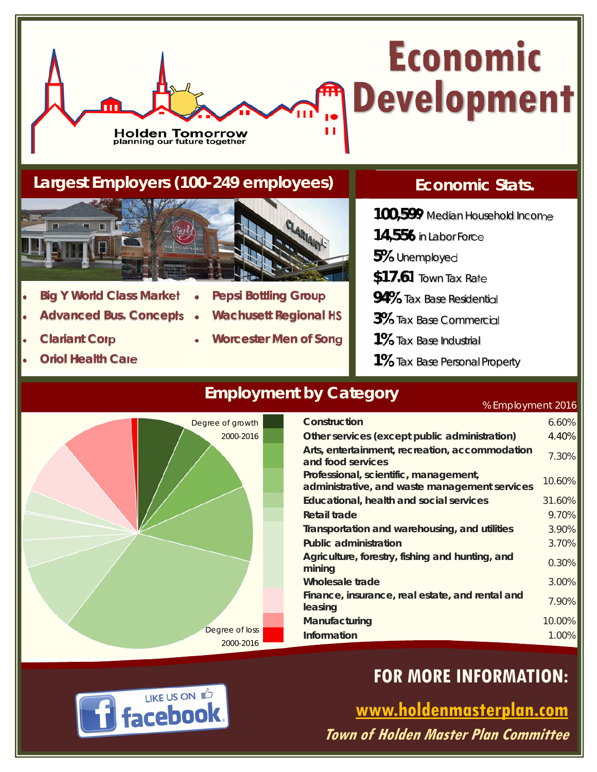# Economic Development

Holden Tomorrow
planning our future together

## Largest Employers (100-249 employees)

- Big Y World Class Market
- Advanced Bus. Concepts
- Clariant Corp
- Oriol Health Care
- Pepsi Bottling Group
- Wachusett Regional HS
- Worcester Men of Song

## Economic Stats.

**100,599** Median Household Income
**14,556** in Labor Force
**5%** Unemployed
**$17.61** Town Tax Rate
**94%** Tax Base Residential
**3%** Tax Base Commercial
**1%** Tax Base Industrial
**1%** Tax Base Personal Property

## Employment by Category

Degree of growth 2000-2016

Degree of loss 2000-2016

| Category | % Employment 2016 |
|---|---|
| Construction | 6.60% |
| Other services (except public administration) | 4.40% |
| Arts, entertainment, recreation, accommodation and food services | 7.30% |
| Professional, scientific, management, administrative, and waste management services | 10.60% |
| Educational, health and social services | 31.60% |
| Retail trade | 9.70% |
| Transportation and warehousing, and utilities | 3.90% |
| Public administration | 3.70% |
| Agriculture, forestry, fishing and hunting, and mining | 0.30% |
| Wholesale trade | 3.00% |
| Finance, insurance, real estate, and rental and leasing | 7.90% |
| Manufacturing | 10.00% |
| Information | 1.00% |

LIKE US ON facebook

## FOR MORE INFORMATION:

www.holdenmasterplan.com

*Town of Holden Master Plan Committee*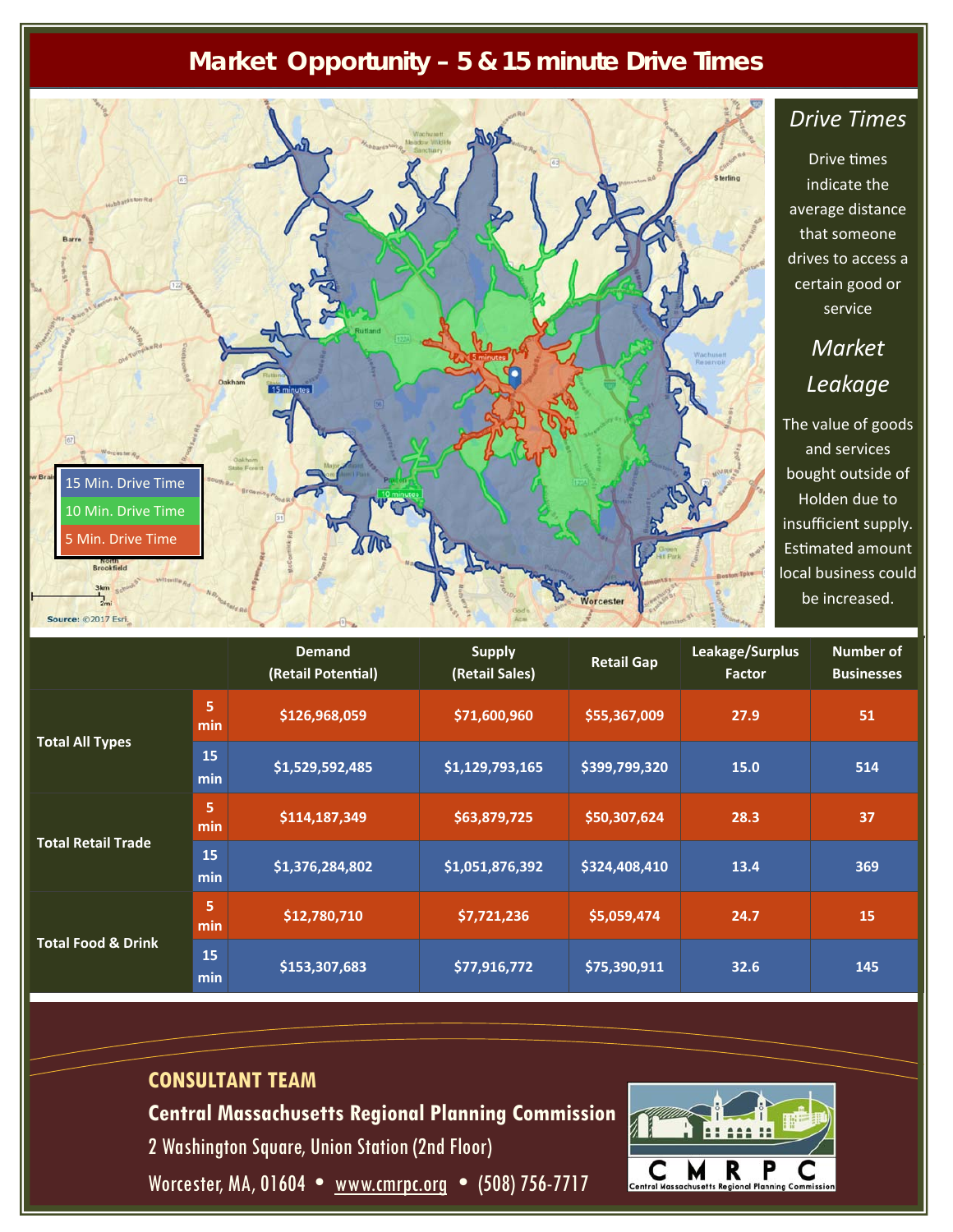# Market Opportunity – 5 & 15 minute Drive Times

15 Min. Drive Time
10 Min. Drive Time
5 Min. Drive Time

Source: ©2017 Esri

## Drive Times

Drive times indicate the average distance that someone drives to access a certain good or service

## Market Leakage

The value of goods and services bought outside of Holden due to insufficient supply. Estimated amount local business could be increased.

| | | Demand (Retail Potential) | Supply (Retail Sales) | Retail Gap | Leakage/Surplus Factor | Number of Businesses |
|---|---|---|---|---|---|---|
| **Total All Types** | 5 min | $126,968,059 | $71,600,960 | $55,367,009 | 27.9 | 51 |
| | 15 min | $1,529,592,485 | $1,129,793,165 | $399,799,320 | 15.0 | 514 |
| **Total Retail Trade** | 5 min | $114,187,349 | $63,879,725 | $50,307,624 | 28.3 | 37 |
| | 15 min | $1,376,284,802 | $1,051,876,392 | $324,408,410 | 13.4 | 369 |
| **Total Food & Drink** | 5 min | $12,780,710 | $7,721,236 | $5,059,474 | 24.7 | 15 |
| | 15 min | $153,307,683 | $77,916,772 | $75,390,911 | 32.6 | 145 |

**CONSULTANT TEAM**

**Central Massachusetts Regional Planning Commission**

2 Washington Square, Union Station (2nd Floor)

Worcester, MA, 01604 • www.cmrpc.org • (508) 756-7717

CMRPC
Central Massachusetts Regional Planning Commission